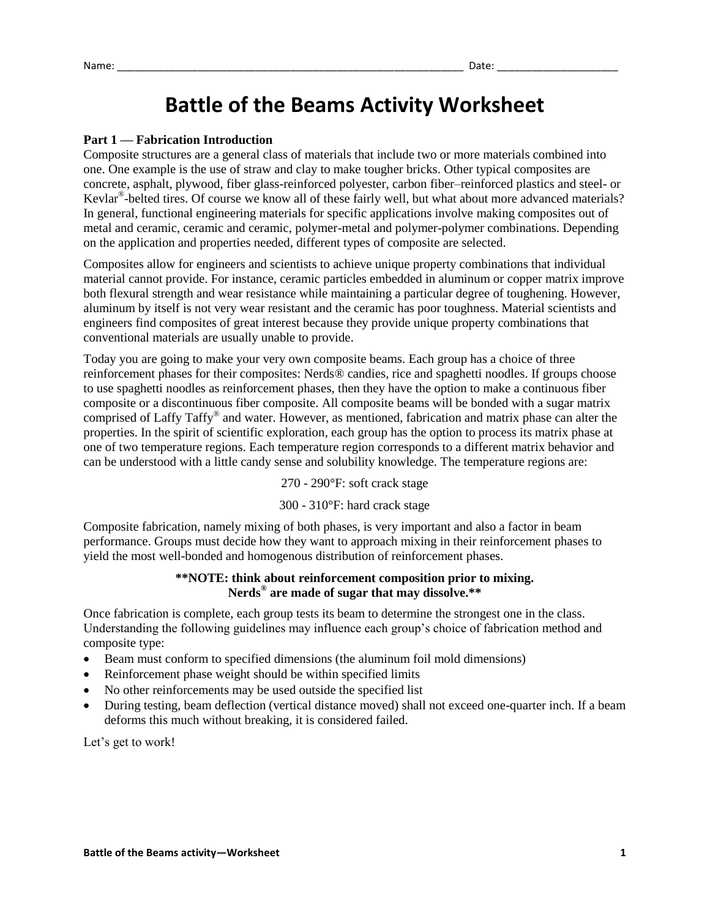Name: ______________________________________________________________ Date: _____________________

# Battle of the Beams Activity Worksheet

**Part 1 — Fabrication Introduction**

Composite structures are a general class of materials that include two or more materials combined into one. One example is the use of straw and clay to make tougher bricks. Other typical composites are concrete, asphalt, plywood, fiber glass-reinforced polyester, carbon fiber–reinforced plastics and steel- or Kevlar®-belted tires. Of course we know all of these fairly well, but what about more advanced materials? In general, functional engineering materials for specific applications involve making composites out of metal and ceramic, ceramic and ceramic, polymer-metal and polymer-polymer combinations. Depending on the application and properties needed, different types of composite are selected.

Composites allow for engineers and scientists to achieve unique property combinations that individual material cannot provide. For instance, ceramic particles embedded in aluminum or copper matrix improve both flexural strength and wear resistance while maintaining a particular degree of toughening. However, aluminum by itself is not very wear resistant and the ceramic has poor toughness. Material scientists and engineers find composites of great interest because they provide unique property combinations that conventional materials are usually unable to provide.

Today you are going to make your very own composite beams. Each group has a choice of three reinforcement phases for their composites: Nerds® candies, rice and spaghetti noodles. If groups choose to use spaghetti noodles as reinforcement phases, then they have the option to make a continuous fiber composite or a discontinuous fiber composite. All composite beams will be bonded with a sugar matrix comprised of Laffy Taffy® and water. However, as mentioned, fabrication and matrix phase can alter the properties. In the spirit of scientific exploration, each group has the option to process its matrix phase at one of two temperature regions. Each temperature region corresponds to a different matrix behavior and can be understood with a little candy sense and solubility knowledge. The temperature regions are:

270 - 290°F: soft crack stage

300 - 310°F: hard crack stage

Composite fabrication, namely mixing of both phases, is very important and also a factor in beam performance. Groups must decide how they want to approach mixing in their reinforcement phases to yield the most well-bonded and homogenous distribution of reinforcement phases.

**\*\*NOTE: think about reinforcement composition prior to mixing. Nerds® are made of sugar that may dissolve.\*\***

Once fabrication is complete, each group tests its beam to determine the strongest one in the class. Understanding the following guidelines may influence each group's choice of fabrication method and composite type:

- Beam must conform to specified dimensions (the aluminum foil mold dimensions)
- Reinforcement phase weight should be within specified limits
- No other reinforcements may be used outside the specified list
- During testing, beam deflection (vertical distance moved) shall not exceed one-quarter inch. If a beam deforms this much without breaking, it is considered failed.

Let's get to work!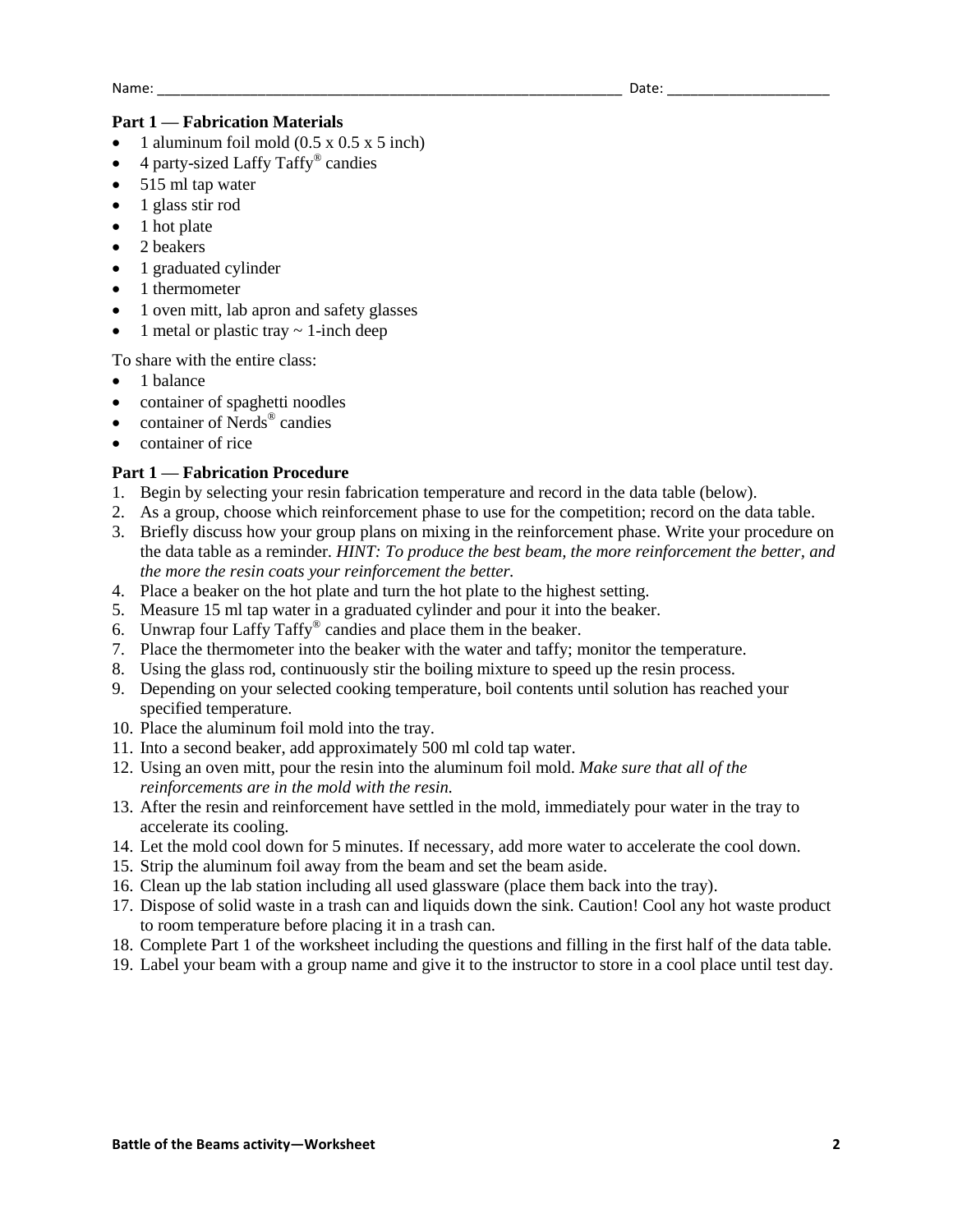Name: ____________________________________________________________ Date: _____________________

**Part 1 — Fabrication Materials**

- 1 aluminum foil mold (0.5 x 0.5 x 5 inch)
- 4 party-sized Laffy Taffy® candies
- 515 ml tap water
- 1 glass stir rod
- 1 hot plate
- 2 beakers
- 1 graduated cylinder
- 1 thermometer
- 1 oven mitt, lab apron and safety glasses
- 1 metal or plastic tray ~ 1-inch deep

To share with the entire class:

- 1 balance
- container of spaghetti noodles
- container of Nerds® candies
- container of rice

**Part 1 — Fabrication Procedure**

1. Begin by selecting your resin fabrication temperature and record in the data table (below).
2. As a group, choose which reinforcement phase to use for the competition; record on the data table.
3. Briefly discuss how your group plans on mixing in the reinforcement phase. Write your procedure on the data table as a reminder. *HINT: To produce the best beam, the more reinforcement the better, and the more the resin coats your reinforcement the better.*
4. Place a beaker on the hot plate and turn the hot plate to the highest setting.
5. Measure 15 ml tap water in a graduated cylinder and pour it into the beaker.
6. Unwrap four Laffy Taffy® candies and place them in the beaker.
7. Place the thermometer into the beaker with the water and taffy; monitor the temperature.
8. Using the glass rod, continuously stir the boiling mixture to speed up the resin process.
9. Depending on your selected cooking temperature, boil contents until solution has reached your specified temperature.
10. Place the aluminum foil mold into the tray.
11. Into a second beaker, add approximately 500 ml cold tap water.
12. Using an oven mitt, pour the resin into the aluminum foil mold. *Make sure that all of the reinforcements are in the mold with the resin.*
13. After the resin and reinforcement have settled in the mold, immediately pour water in the tray to accelerate its cooling.
14. Let the mold cool down for 5 minutes. If necessary, add more water to accelerate the cool down.
15. Strip the aluminum foil away from the beam and set the beam aside.
16. Clean up the lab station including all used glassware (place them back into the tray).
17. Dispose of solid waste in a trash can and liquids down the sink. Caution! Cool any hot waste product to room temperature before placing it in a trash can.
18. Complete Part 1 of the worksheet including the questions and filling in the first half of the data table.
19. Label your beam with a group name and give it to the instructor to store in a cool place until test day.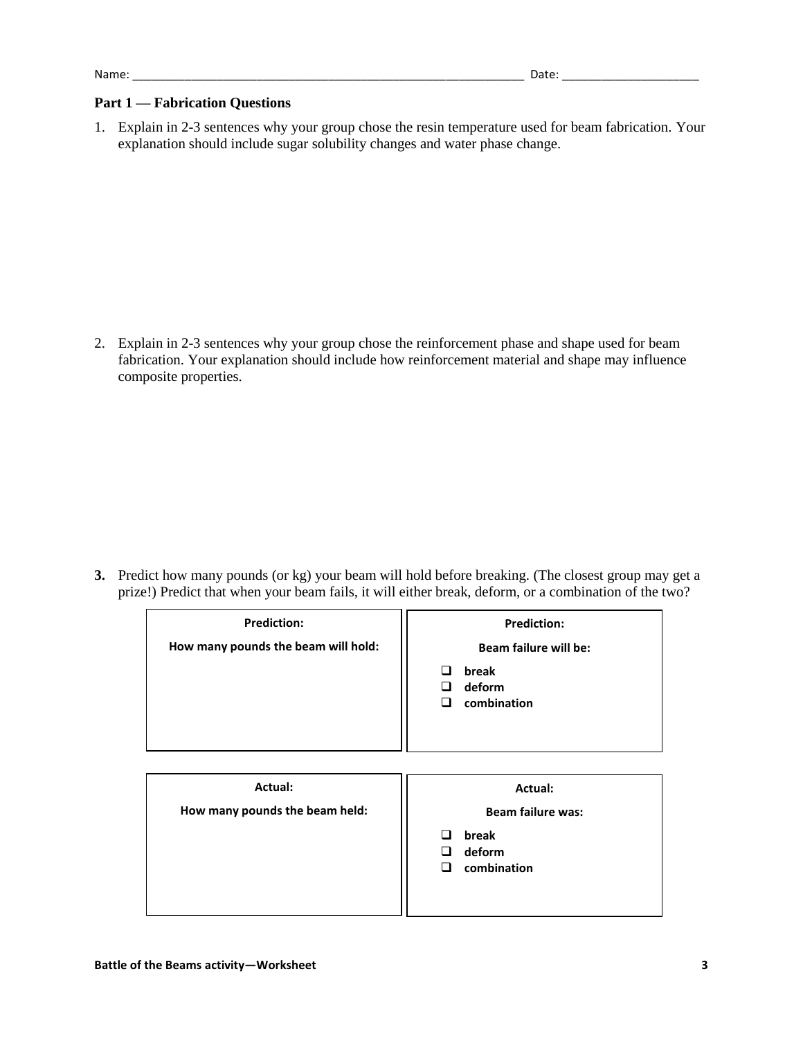Name: ______________________________________________________________ Date: _____________________

## Part 1 — Fabrication Questions

1. Explain in 2-3 sentences why your group chose the resin temperature used for beam fabrication. Your explanation should include sugar solubility changes and water phase change.

2. Explain in 2-3 sentences why your group chose the reinforcement phase and shape used for beam fabrication. Your explanation should include how reinforcement material and shape may influence composite properties.

3. Predict how many pounds (or kg) your beam will hold before breaking. (The closest group may get a prize!) Predict that when your beam fails, it will either break, deform, or a combination of the two?

| **Prediction:** **How many pounds the beam will hold:** | **Prediction:** **Beam failure will be:** ☐ **break** ☐ **deform** ☐ **combination** |
|---|---|
| **Actual:** **How many pounds the beam held:** | **Actual:** **Beam failure was:** ☐ **break** ☐ **deform** ☐ **combination** |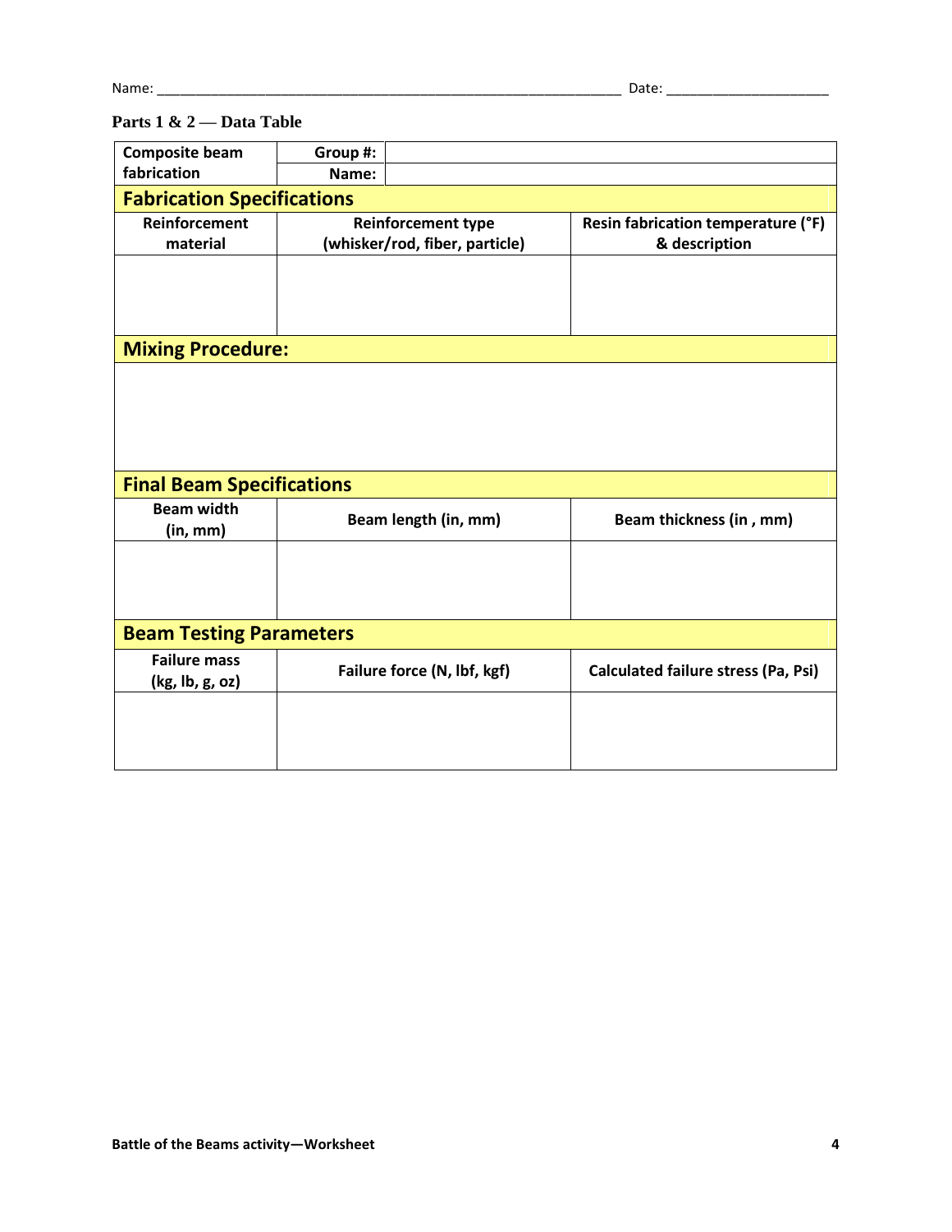Name: ______________________________________________________________ Date: _____________________

**Parts 1 & 2 — Data Table**

| Composite beam fabrication | Group #: | | |
|---|---|---|---|
| | Name: | | |
| **Fabrication Specifications** | | | |
| Reinforcement material | Reinforcement type (whisker/rod, fiber, particle) | | Resin fabrication temperature (°F) & description |
| | | | |
| **Mixing Procedure:** | | | |
| | | | |
| **Final Beam Specifications** | | | |
| Beam width (in, mm) | Beam length (in, mm) | | Beam thickness (in , mm) |
| | | | |
| **Beam Testing Parameters** | | | |
| Failure mass (kg, lb, g, oz) | Failure force (N, lbf, kgf) | | Calculated failure stress (Pa, Psi) |
| | | | |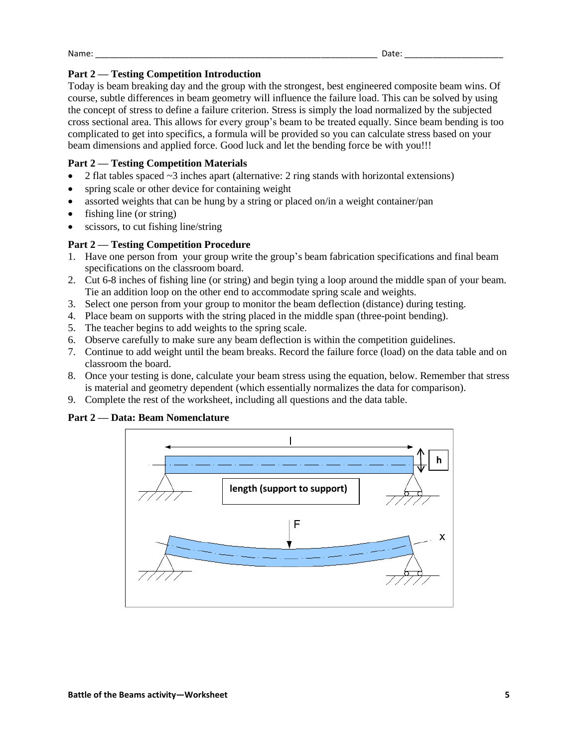Name: ____________________________________________________________ Date: ____________________

**Part 2 — Testing Competition Introduction**

Today is beam breaking day and the group with the strongest, best engineered composite beam wins. Of course, subtle differences in beam geometry will influence the failure load. This can be solved by using the concept of stress to define a failure criterion. Stress is simply the load normalized by the subjected cross sectional area. This allows for every group's beam to be treated equally. Since beam bending is too complicated to get into specifics, a formula will be provided so you can calculate stress based on your beam dimensions and applied force. Good luck and let the bending force be with you!!!

**Part 2 — Testing Competition Materials**

- 2 flat tables spaced ~3 inches apart (alternative: 2 ring stands with horizontal extensions)
- spring scale or other device for containing weight
- assorted weights that can be hung by a string or placed on/in a weight container/pan
- fishing line (or string)
- scissors, to cut fishing line/string

**Part 2 — Testing Competition Procedure**

1. Have one person from your group write the group's beam fabrication specifications and final beam specifications on the classroom board.
2. Cut 6-8 inches of fishing line (or string) and begin tying a loop around the middle span of your beam. Tie an addition loop on the other end to accommodate spring scale and weights.
3. Select one person from your group to monitor the beam deflection (distance) during testing.
4. Place beam on supports with the string placed in the middle span (three-point bending).
5. The teacher begins to add weights to the spring scale.
6. Observe carefully to make sure any beam deflection is within the competition guidelines.
7. Continue to add weight until the beam breaks. Record the failure force (load) on the data table and on classroom the board.
8. Once your testing is done, calculate your beam stress using the equation, below. Remember that stress is material and geometry dependent (which essentially normalizes the data for comparison).
9. Complete the rest of the worksheet, including all questions and the data table.

**Part 2 — Data: Beam Nomenclature**

l

h

**length (support to support)**

F

x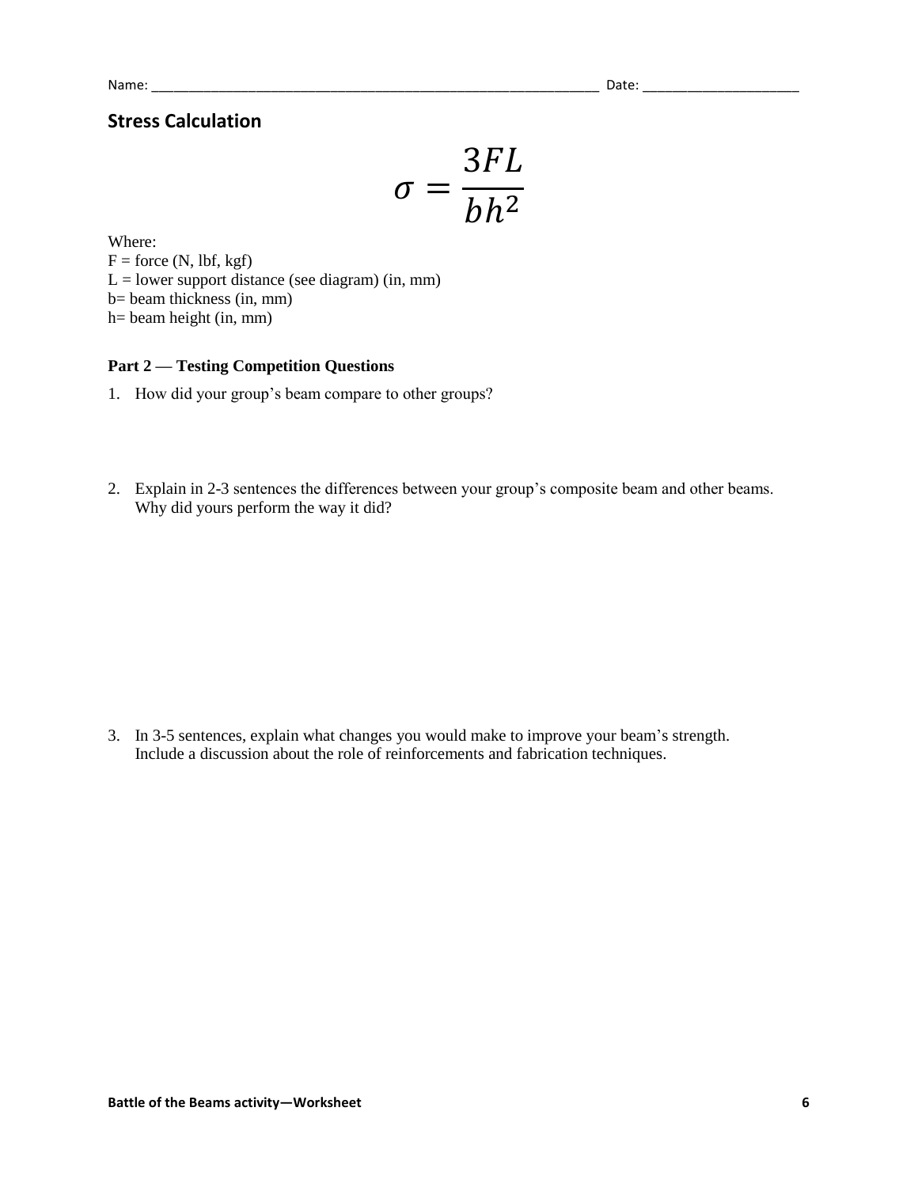Name: ________________________________________________ Date: ____________________

## Stress Calculation

$$\sigma = \frac{3FL}{bh^2}$$

Where:
F = force (N, lbf, kgf)
L = lower support distance (see diagram) (in, mm)
b= beam thickness (in, mm)
h= beam height (in, mm)

### Part 2 — Testing Competition Questions

1. How did your group's beam compare to other groups?

2. Explain in 2-3 sentences the differences between your group's composite beam and other beams. Why did yours perform the way it did?

3. In 3-5 sentences, explain what changes you would make to improve your beam's strength. Include a discussion about the role of reinforcements and fabrication techniques.